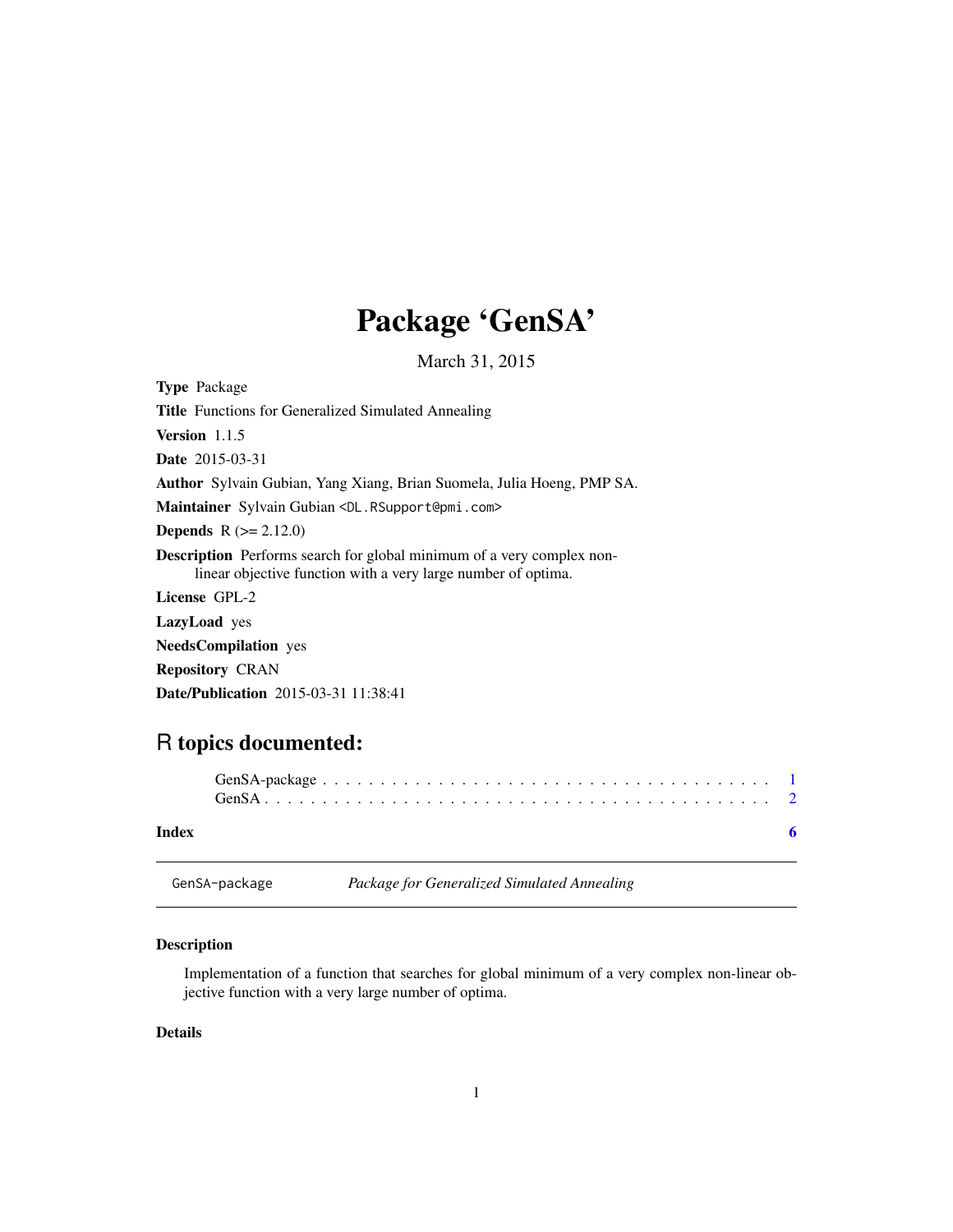# Package 'GenSA'

March 31, 2015

**Type** Package

**Title** Functions for Generalized Simulated Annealing

**Version** 1.1.5

**Date** 2015-03-31

**Author** Sylvain Gubian, Yang Xiang, Brian Suomela, Julia Hoeng, PMP SA.

**Maintainer** Sylvain Gubian <DL.RSupport@pmi.com>

**Depends** R (>= 2.12.0)

**Description** Performs search for global minimum of a very complex non-linear objective function with a very large number of optima.

**License** GPL-2

**LazyLoad** yes

**NeedsCompilation** yes

**Repository** CRAN

**Date/Publication** 2015-03-31 11:38:41

## R topics documented:

- GenSA-package . . . . . . . . . . . . . . . . . . . . . . . . . . . . . . . . . . . . . 1
- GenSA . . . . . . . . . . . . . . . . . . . . . . . . . . . . . . . . . . . . . . . . . 2

**Index** 6

---

`GenSA-package` *Package for Generalized Simulated Annealing*

---

### Description

Implementation of a function that searches for global minimum of a very complex non-linear objective function with a very large number of optima.

### Details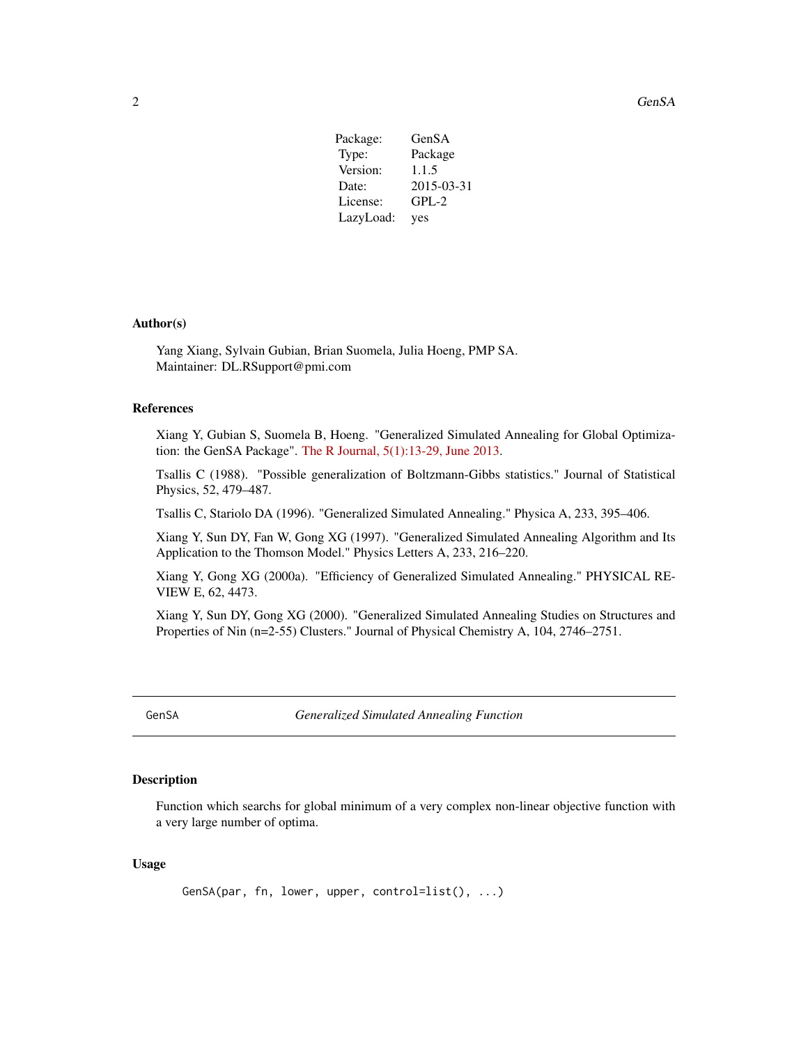| | |
|---|---|
| Package: | GenSA |
| Type: | Package |
| Version: | 1.1.5 |
| Date: | 2015-03-31 |
| License: | GPL-2 |
| LazyLoad: | yes |

## Author(s)

Yang Xiang, Sylvain Gubian, Brian Suomela, Julia Hoeng, PMP SA.
Maintainer: DL.RSupport@pmi.com

## References

Xiang Y, Gubian S, Suomela B, Hoeng. "Generalized Simulated Annealing for Global Optimization: the GenSA Package". The R Journal, 5(1):13-29, June 2013.

Tsallis C (1988). "Possible generalization of Boltzmann-Gibbs statistics." Journal of Statistical Physics, 52, 479–487.

Tsallis C, Stariolo DA (1996). "Generalized Simulated Annealing." Physica A, 233, 395–406.

Xiang Y, Sun DY, Fan W, Gong XG (1997). "Generalized Simulated Annealing Algorithm and Its Application to the Thomson Model." Physics Letters A, 233, 216–220.

Xiang Y, Gong XG (2000a). "Efficiency of Generalized Simulated Annealing." PHYSICAL REVIEW E, 62, 4473.

Xiang Y, Sun DY, Gong XG (2000). "Generalized Simulated Annealing Studies on Structures and Properties of Nin (n=2-55) Clusters." Journal of Physical Chemistry A, 104, 2746–2751.

---

# GenSA *Generalized Simulated Annealing Function*

## Description

Function which searchs for global minimum of a very complex non-linear objective function with a very large number of optima.

## Usage

```
GenSA(par, fn, lower, upper, control=list(), ...)
```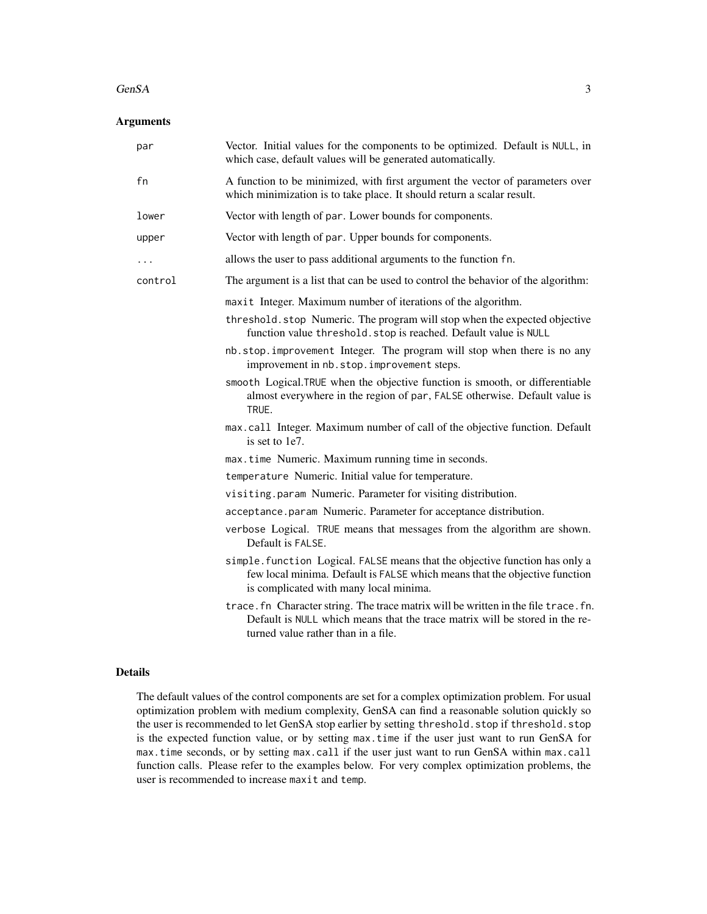## Arguments

| | |
|---|---|
| `par` | Vector. Initial values for the components to be optimized. Default is `NULL`, in which case, default values will be generated automatically. |
| `fn` | A function to be minimized, with first argument the vector of parameters over which minimization is to take place. It should return a scalar result. |
| `lower` | Vector with length of `par`. Lower bounds for components. |
| `upper` | Vector with length of `par`. Upper bounds for components. |
| `...` | allows the user to pass additional arguments to the function `fn`. |
| `control` | The argument is a list that can be used to control the behavior of the algorithm: |

- `maxit` Integer. Maximum number of iterations of the algorithm.
- `threshold.stop` Numeric. The program will stop when the expected objective function value `threshold.stop` is reached. Default value is `NULL`
- `nb.stop.improvement` Integer. The program will stop when there is no any improvement in `nb.stop.improvement` steps.
- `smooth` Logical.`TRUE` when the objective function is smooth, or differentiable almost everywhere in the region of `par`, `FALSE` otherwise. Default value is `TRUE`.
- `max.call` Integer. Maximum number of call of the objective function. Default is set to 1e7.
- `max.time` Numeric. Maximum running time in seconds.
- `temperature` Numeric. Initial value for temperature.
- `visiting.param` Numeric. Parameter for visiting distribution.
- `acceptance.param` Numeric. Parameter for acceptance distribution.
- `verbose` Logical. `TRUE` means that messages from the algorithm are shown. Default is `FALSE`.
- `simple.function` Logical. `FALSE` means that the objective function has only a few local minima. Default is `FALSE` which means that the objective function is complicated with many local minima.
- `trace.fn` Character string. The trace matrix will be written in the file `trace.fn`. Default is `NULL` which means that the trace matrix will be stored in the returned value rather than in a file.

## Details

The default values of the control components are set for a complex optimization problem. For usual optimization problem with medium complexity, GenSA can find a reasonable solution quickly so the user is recommended to let GenSA stop earlier by setting `threshold.stop` if `threshold.stop` is the expected function value, or by setting `max.time` if the user just want to run GenSA for `max.time` seconds, or by setting `max.call` if the user just want to run GenSA within `max.call` function calls. Please refer to the examples below. For very complex optimization problems, the user is recommended to increase `maxit` and `temp`.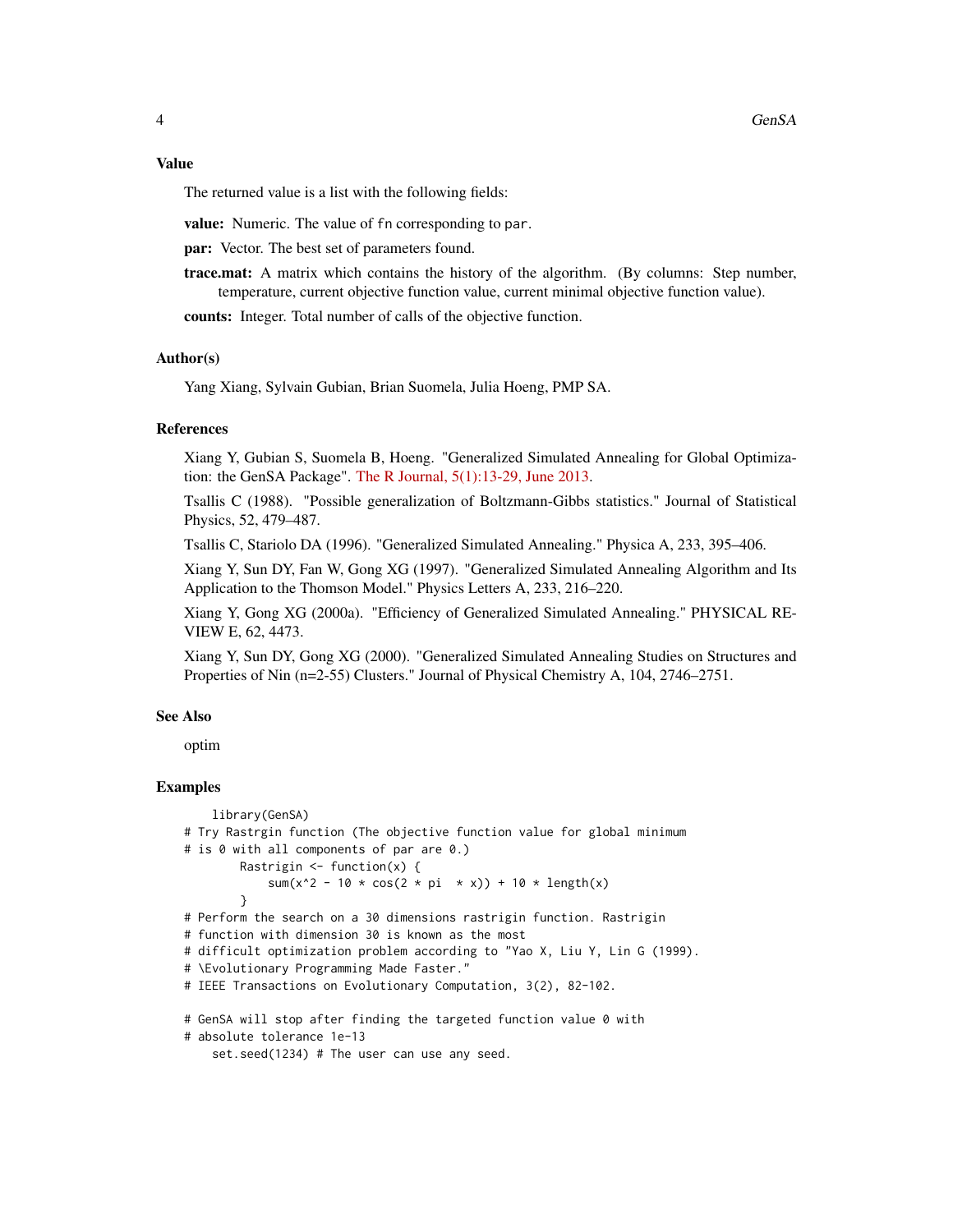## Value

The returned value is a list with the following fields:

**value:** Numeric. The value of `fn` corresponding to `par`.

**par:** Vector. The best set of parameters found.

**trace.mat:** A matrix which contains the history of the algorithm. (By columns: Step number, temperature, current objective function value, current minimal objective function value).

**counts:** Integer. Total number of calls of the objective function.

## Author(s)

Yang Xiang, Sylvain Gubian, Brian Suomela, Julia Hoeng, PMP SA.

## References

Xiang Y, Gubian S, Suomela B, Hoeng. "Generalized Simulated Annealing for Global Optimization: the GenSA Package". The R Journal, 5(1):13-29, June 2013.

Tsallis C (1988). "Possible generalization of Boltzmann-Gibbs statistics." Journal of Statistical Physics, 52, 479–487.

Tsallis C, Stariolo DA (1996). "Generalized Simulated Annealing." Physica A, 233, 395–406.

Xiang Y, Sun DY, Fan W, Gong XG (1997). "Generalized Simulated Annealing Algorithm and Its Application to the Thomson Model." Physics Letters A, 233, 216–220.

Xiang Y, Gong XG (2000a). "Efficiency of Generalized Simulated Annealing." PHYSICAL REVIEW E, 62, 4473.

Xiang Y, Sun DY, Gong XG (2000). "Generalized Simulated Annealing Studies on Structures and Properties of Nin (n=2-55) Clusters." Journal of Physical Chemistry A, 104, 2746–2751.

## See Also

optim

## Examples

```
    library(GenSA)
# Try Rastrgin function (The objective function value for global minimum
# is 0 with all components of par are 0.)
      Rastrigin <- function(x) {
          sum(x^2 - 10 * cos(2 * pi  * x)) + 10 * length(x)
      }
# Perform the search on a 30 dimensions rastrigin function. Rastrigin
# function with dimension 30 is known as the most
# difficult optimization problem according to "Yao X, Liu Y, Lin G (1999).
# \Evolutionary Programming Made Faster."
# IEEE Transactions on Evolutionary Computation, 3(2), 82-102.

# GenSA will stop after finding the targeted function value 0 with
# absolute tolerance 1e-13
    set.seed(1234) # The user can use any seed.
```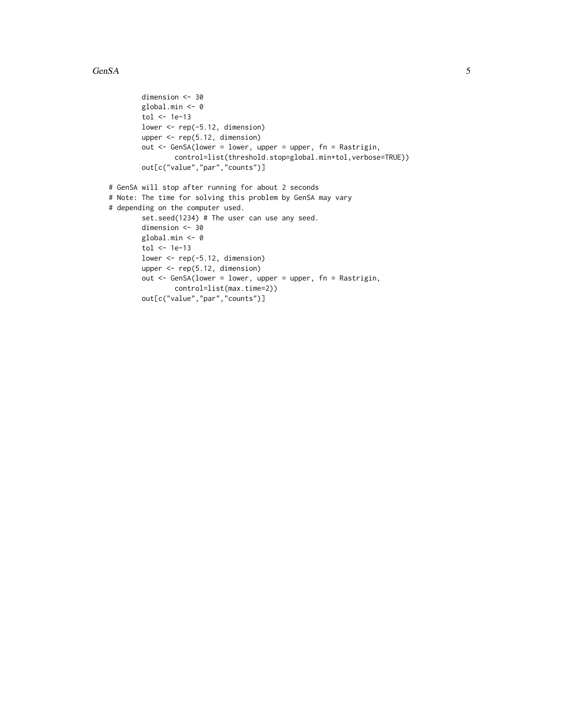```
        dimension <- 30
        global.min <- 0
        tol <- 1e-13
        lower <- rep(-5.12, dimension)
        upper <- rep(5.12, dimension)
        out <- GenSA(lower = lower, upper = upper, fn = Rastrigin,
                control=list(threshold.stop=global.min+tol,verbose=TRUE))
        out[c("value","par","counts")]

# GenSA will stop after running for about 2 seconds
# Note: The time for solving this problem by GenSA may vary
# depending on the computer used.
        set.seed(1234) # The user can use any seed.
        dimension <- 30
        global.min <- 0
        tol <- 1e-13
        lower <- rep(-5.12, dimension)
        upper <- rep(5.12, dimension)
        out <- GenSA(lower = lower, upper = upper, fn = Rastrigin,
                control=list(max.time=2))
        out[c("value","par","counts")]
```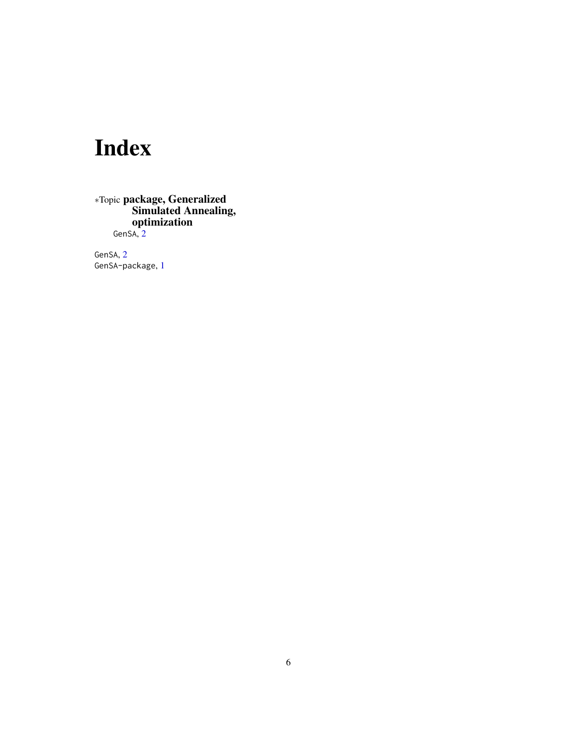# Index

∗Topic **package, Generalized Simulated Annealing, optimization**

GenSA, 2

GenSA, 2

GenSA-package, 1